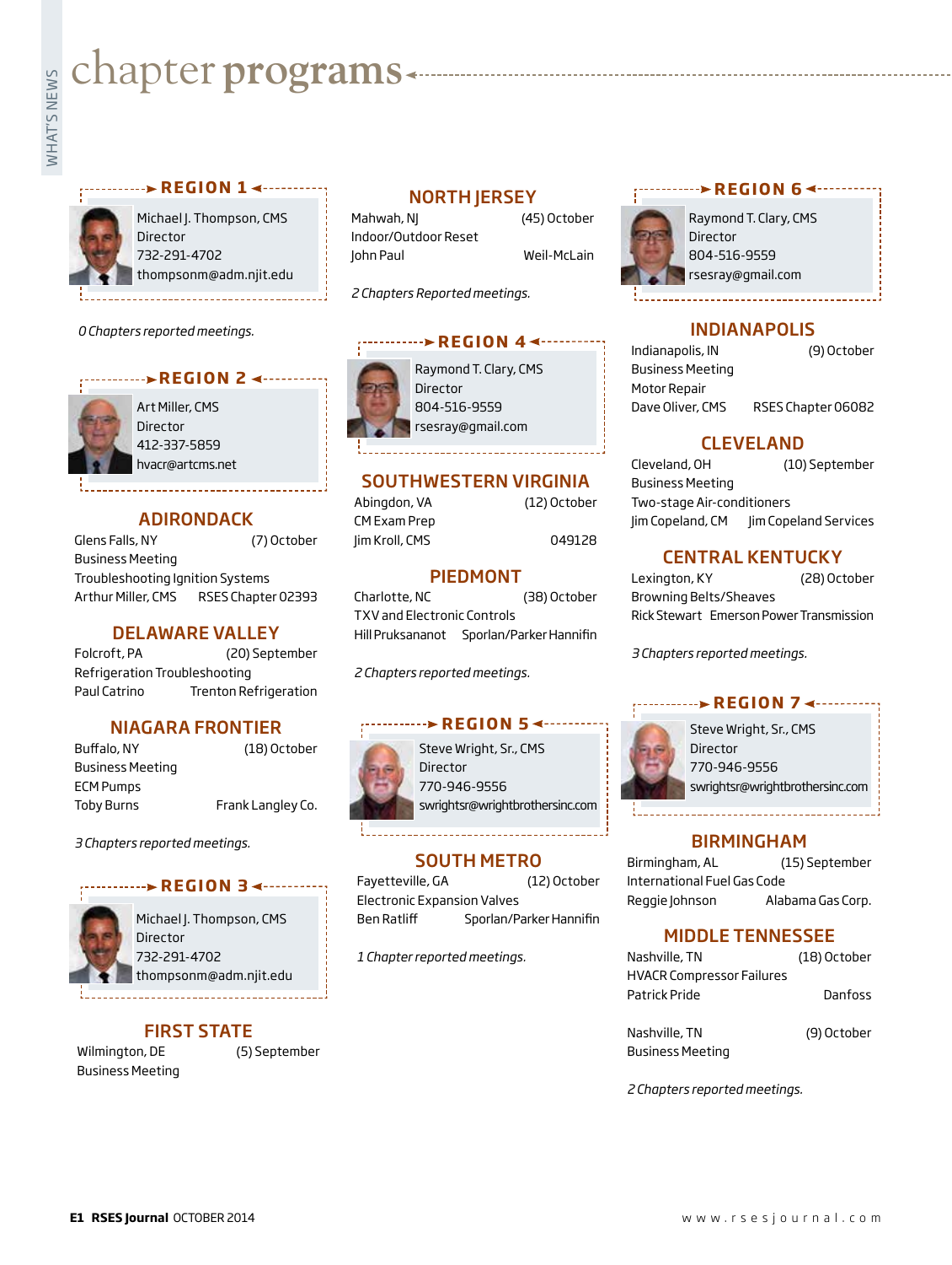# chapter programs

### REGION 1

Michael J. Thompson, CMS
Director
732-291-4702
thompsonm@adm.njit.edu

*0 Chapters reported meetings.*

### REGION 2

Art Miller, CMS
Director
412-337-5859
hvacr@artcms.net

## ADIRONDACK

Glens Falls, NY (7) October
Business Meeting
Troubleshooting Ignition Systems
Arthur Miller, CMS RSES Chapter 02393

## DELAWARE VALLEY

Folcroft, PA (20) September
Refrigeration Troubleshooting
Paul Catrino Trenton Refrigeration

## NIAGARA FRONTIER

Buffalo, NY (18) October
Business Meeting
ECM Pumps
Toby Burns Frank Langley Co.

*3 Chapters reported meetings.*

### REGION 3

Michael J. Thompson, CMS
Director
732-291-4702
thompsonm@adm.njit.edu

## FIRST STATE

Wilmington, DE (5) September
Business Meeting

## NORTH JERSEY

Mahwah, NJ (45) October
Indoor/Outdoor Reset
John Paul Weil-McLain

*2 Chapters Reported meetings.*

### REGION 4

Raymond T. Clary, CMS
Director
804-516-9559
rsesray@gmail.com

## SOUTHWESTERN VIRGINIA

Abingdon, VA (12) October
CM Exam Prep
Jim Kroll, CMS 049128

## PIEDMONT

Charlotte, NC (38) October
TXV and Electronic Controls
Hill Pruksananot Sporlan/Parker Hannifin

*2 Chapters reported meetings.*

### REGION 5

Steve Wright, Sr., CMS
Director
770-946-9556
swrightsr@wrightbrothersinc.com

## SOUTH METRO

Fayetteville, GA (12) October
Electronic Expansion Valves
Ben Ratliff Sporlan/Parker Hannifin

*1 Chapter reported meetings.*

### REGION 6

Raymond T. Clary, CMS
Director
804-516-9559
rsesray@gmail.com

## INDIANAPOLIS

Indianapolis, IN (9) October
Business Meeting
Motor Repair
Dave Oliver, CMS RSES Chapter 06082

## CLEVELAND

Cleveland, OH (10) September
Business Meeting
Two-stage Air-conditioners
Jim Copeland, CM Jim Copeland Services

## CENTRAL KENTUCKY

Lexington, KY (28) October
Browning Belts/Sheaves
Rick Stewart Emerson Power Transmission

*3 Chapters reported meetings.*

### REGION 7

Steve Wright, Sr., CMS
Director
770-946-9556
swrightsr@wrightbrothersinc.com

## BIRMINGHAM

Birmingham, AL (15) September
International Fuel Gas Code
Reggie Johnson Alabama Gas Corp.

## MIDDLE TENNESSEE

Nashville, TN (18) October
HVACR Compressor Failures
Patrick Pride Danfoss

Nashville, TN (9) October
Business Meeting

*2 Chapters reported meetings.*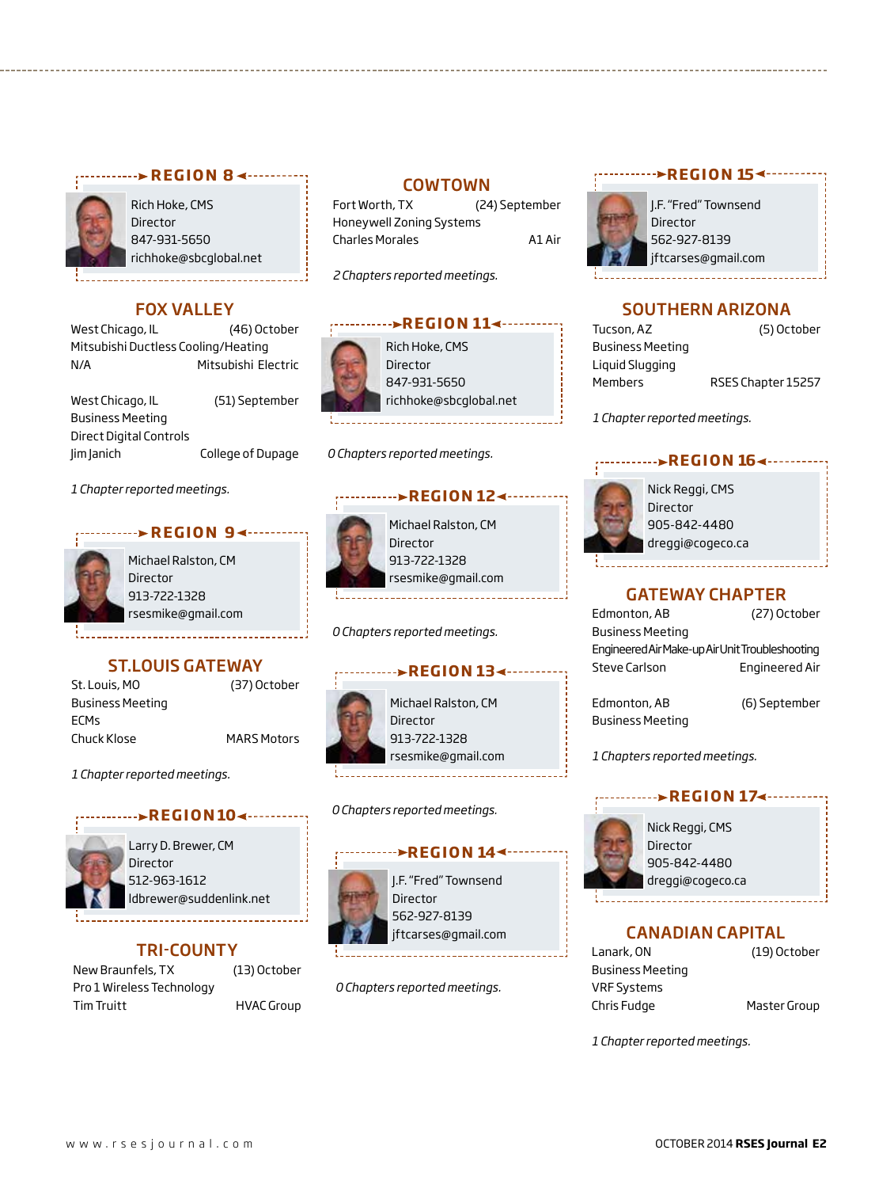## REGION 8

Rich Hoke, CMS
Director
847-931-5650
richhoke@sbcglobal.net

### FOX VALLEY

West Chicago, IL (46) October
Mitsubishi Ductless Cooling/Heating
N/A Mitsubishi Electric

West Chicago, IL (51) September
Business Meeting
Direct Digital Controls
Jim Janich College of Dupage

*1 Chapter reported meetings.*

## REGION 9

Michael Ralston, CM
Director
913-722-1328
rsesmike@gmail.com

### ST.LOUIS GATEWAY

St. Louis, MO (37) October
Business Meeting
ECMs
Chuck Klose MARS Motors

*1 Chapter reported meetings.*

## REGION 10

Larry D. Brewer, CM
Director
512-963-1612
ldbrewer@suddenlink.net

### TRI-COUNTY

New Braunfels, TX (13) October
Pro 1 Wireless Technology
Tim Truitt HVAC Group

### COWTOWN

Fort Worth, TX (24) September
Honeywell Zoning Systems
Charles Morales A1 Air

*2 Chapters reported meetings.*

## REGION 11

Rich Hoke, CMS
Director
847-931-5650
richhoke@sbcglobal.net

*0 Chapters reported meetings.*

## REGION 12

Michael Ralston, CM
Director
913-722-1328
rsesmike@gmail.com

*0 Chapters reported meetings.*

## REGION 13

Michael Ralston, CM
Director
913-722-1328
rsesmike@gmail.com

*0 Chapters reported meetings.*

## REGION 14

J.F. "Fred" Townsend
Director
562-927-8139
jftcarses@gmail.com

*0 Chapters reported meetings.*

## REGION 15

J.F. "Fred" Townsend
Director
562-927-8139
jftcarses@gmail.com

### SOUTHERN ARIZONA

Tucson, AZ (5) October
Business Meeting
Liquid Slugging
Members RSES Chapter 15257

*1 Chapter reported meetings.*

## REGION 16

Nick Reggi, CMS
Director
905-842-4480
dreggi@cogeco.ca

### GATEWAY CHAPTER

Edmonton, AB (27) October
Business Meeting
Engineered Air Make-up Air Unit Troubleshooting
Steve Carlson Engineered Air

Edmonton, AB (6) September
Business Meeting

*1 Chapters reported meetings.*

## REGION 17

Nick Reggi, CMS
Director
905-842-4480
dreggi@cogeco.ca

### CANADIAN CAPITAL

Lanark, ON (19) October
Business Meeting
VRF Systems
Chris Fudge Master Group

*1 Chapter reported meetings.*